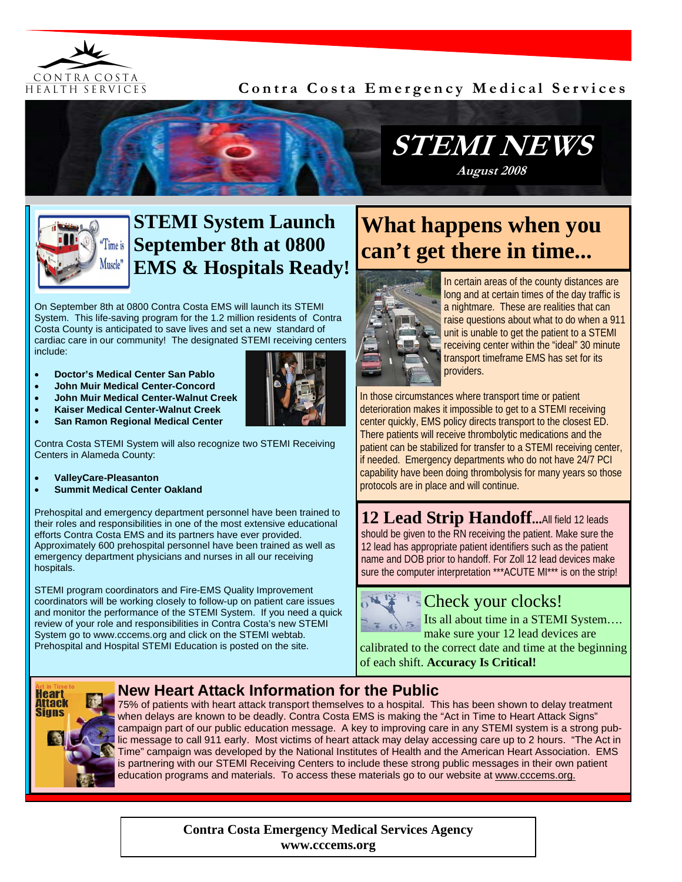Contra Costa Emergency Medical Services

# STEMI NEWS

*August 2008*

## STEMI System Launch September 8th at 0800 EMS & Hospitals Ready!

On September 8th at 0800 Contra Costa EMS will launch its STEMI System. This life-saving program for the 1.2 million residents of Contra Costa County is anticipated to save lives and set a new standard of cardiac care in our community! The designated STEMI receiving centers include:

- **Doctor's Medical Center San Pablo**
- **John Muir Medical Center-Concord**
- **John Muir Medical Center-Walnut Creek**
- **Kaiser Medical Center-Walnut Creek**
- **San Ramon Regional Medical Center**

Contra Costa STEMI System will also recognize two STEMI Receiving Centers in Alameda County:

- **ValleyCare-Pleasanton**
- **Summit Medical Center Oakland**

Prehospital and emergency department personnel have been trained to their roles and responsibilities in one of the most extensive educational efforts Contra Costa EMS and its partners have ever provided. Approximately 600 prehospital personnel have been trained as well as emergency department physicians and nurses in all our receiving hospitals.

STEMI program coordinators and Fire-EMS Quality Improvement coordinators will be working closely to follow-up on patient care issues and monitor the performance of the STEMI System. If you need a quick review of your role and responsibilities in Contra Costa's new STEMI System go to www.cccems.org and click on the STEMI webtab. Prehospital and Hospital STEMI Education is posted on the site.

## What happens when you can't get there in time...

In certain areas of the county distances are long and at certain times of the day traffic is a nightmare. These are realities that can raise questions about what to do when a 911 unit is unable to get the patient to a STEMI receiving center within the "ideal" 30 minute transport timeframe EMS has set for its providers.

In those circumstances where transport time or patient deterioration makes it impossible to get to a STEMI receiving center quickly, EMS policy directs transport to the closest ED. There patients will receive thrombolytic medications and the patient can be stabilized for transfer to a STEMI receiving center, if needed. Emergency departments who do not have 24/7 PCI capability have been doing thrombolysis for many years so those protocols are in place and will continue.

## 12 Lead Strip Handoff...

All field 12 leads should be given to the RN receiving the patient. Make sure the 12 lead has appropriate patient identifiers such as the patient name and DOB prior to handoff. For Zoll 12 lead devices make sure the computer interpretation ***ACUTE MI*** is on the strip!

## Check your clocks!

Its all about time in a STEMI System…. make sure your 12 lead devices are calibrated to the correct date and time at the beginning of each shift. **Accuracy Is Critical!**

## New Heart Attack Information for the Public

75% of patients with heart attack transport themselves to a hospital. This has been shown to delay treatment when delays are known to be deadly. Contra Costa EMS is making the "Act in Time to Heart Attack Signs" campaign part of our public education message. A key to improving care in any STEMI system is a strong public message to call 911 early. Most victims of heart attack may delay accessing care up to 2 hours. "The Act in Time" campaign was developed by the National Institutes of Health and the American Heart Association. EMS is partnering with our STEMI Receiving Centers to include these strong public messages in their own patient education programs and materials. To access these materials go to our website at www.cccems.org.

**Contra Costa Emergency Medical Services Agency**
**www.cccems.org**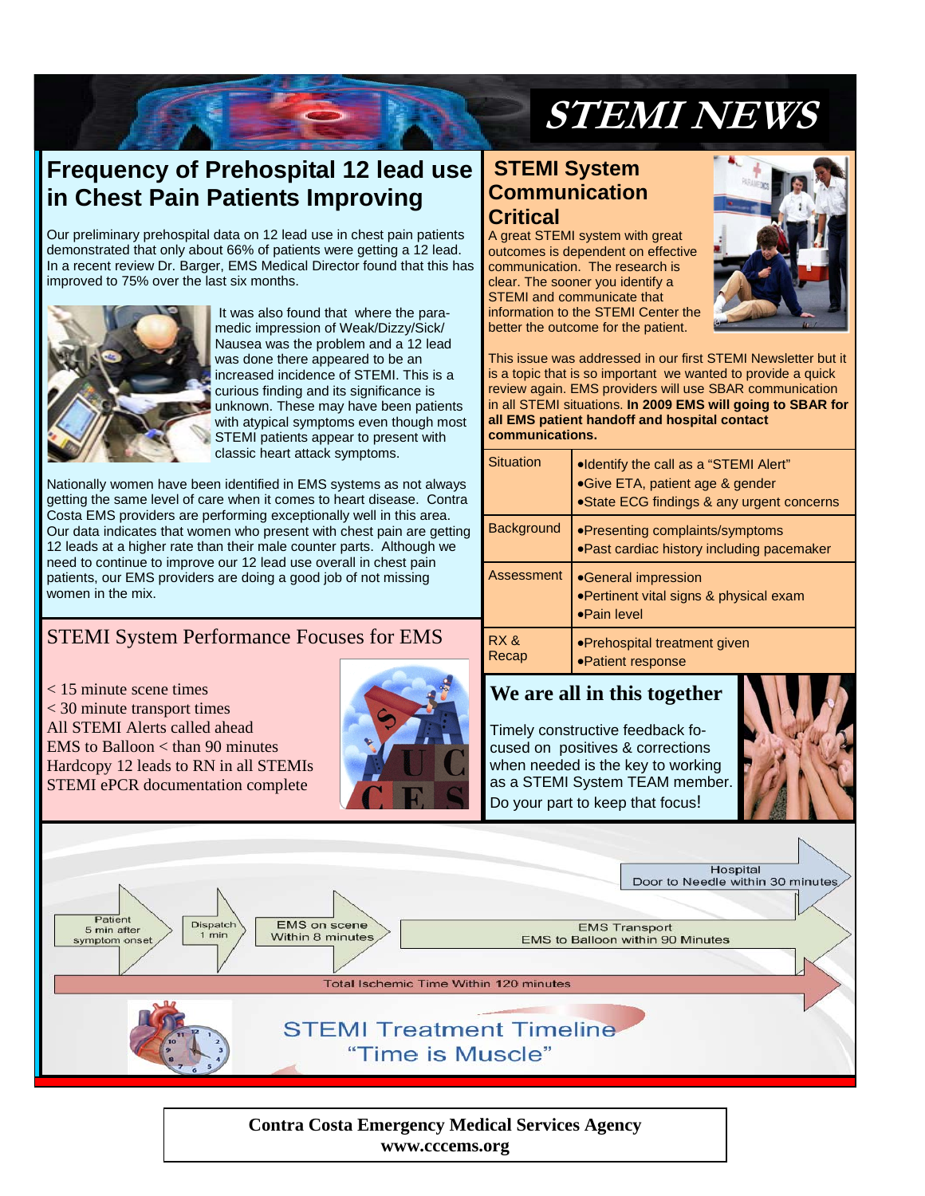# STEMI NEWS

## Frequency of Prehospital 12 lead use in Chest Pain Patients Improving

Our preliminary prehospital data on 12 lead use in chest pain patients demonstrated that only about 66% of patients were getting a 12 lead. In a recent review Dr. Barger, EMS Medical Director found that this has improved to 75% over the last six months.

It was also found that where the paramedic impression of Weak/Dizzy/Sick/Nausea was the problem and a 12 lead was done there appeared to be an increased incidence of STEMI. This is a curious finding and its significance is unknown. These may have been patients with atypical symptoms even though most STEMI patients appear to present with classic heart attack symptoms.

Nationally women have been identified in EMS systems as not always getting the same level of care when it comes to heart disease. Contra Costa EMS providers are performing exceptionally well in this area. Our data indicates that women who present with chest pain are getting 12 leads at a higher rate than their male counter parts. Although we need to continue to improve our 12 lead use overall in chest pain patients, our EMS providers are doing a good job of not missing women in the mix.

## STEMI System Communication Critical

A great STEMI system with great outcomes is dependent on effective communication. The research is clear. The sooner you identify a STEMI and communicate that information to the STEMI Center the better the outcome for the patient.

This issue was addressed in our first STEMI Newsletter but it is a topic that is so important we wanted to provide a quick review again. EMS providers will use SBAR communication in all STEMI situations. **In 2009 EMS will going to SBAR for all EMS patient handoff and hospital contact communications.**

| | |
|---|---|
| Situation | •Identify the call as a "STEMI Alert"<br>•Give ETA, patient age & gender<br>•State ECG findings & any urgent concerns |
| Background | •Presenting complaints/symptoms<br>•Past cardiac history including pacemaker |
| Assessment | •General impression<br>•Pertinent vital signs & physical exam<br>•Pain level |
| RX & Recap | •Prehospital treatment given<br>•Patient response |

## STEMI System Performance Focuses for EMS

< 15 minute scene times
< 30 minute transport times
All STEMI Alerts called ahead
EMS to Balloon < than 90 minutes
Hardcopy 12 leads to RN in all STEMIs
STEMI ePCR documentation complete

## We are all in this together

Timely constructive feedback focused on positives & corrections when needed is the key to working as a STEMI System TEAM member. Do your part to keep that focus!

Patient 5 min after symptom onset
Dispatch 1 min
EMS on scene Within 8 minutes
EMS Transport EMS to Balloon within 90 Minutes
Hospital Door to Needle within 30 minutes
Total Ischemic Time Within 120 minutes

STEMI Treatment Timeline
"Time is Muscle"

**Contra Costa Emergency Medical Services Agency**
**www.cccems.org**